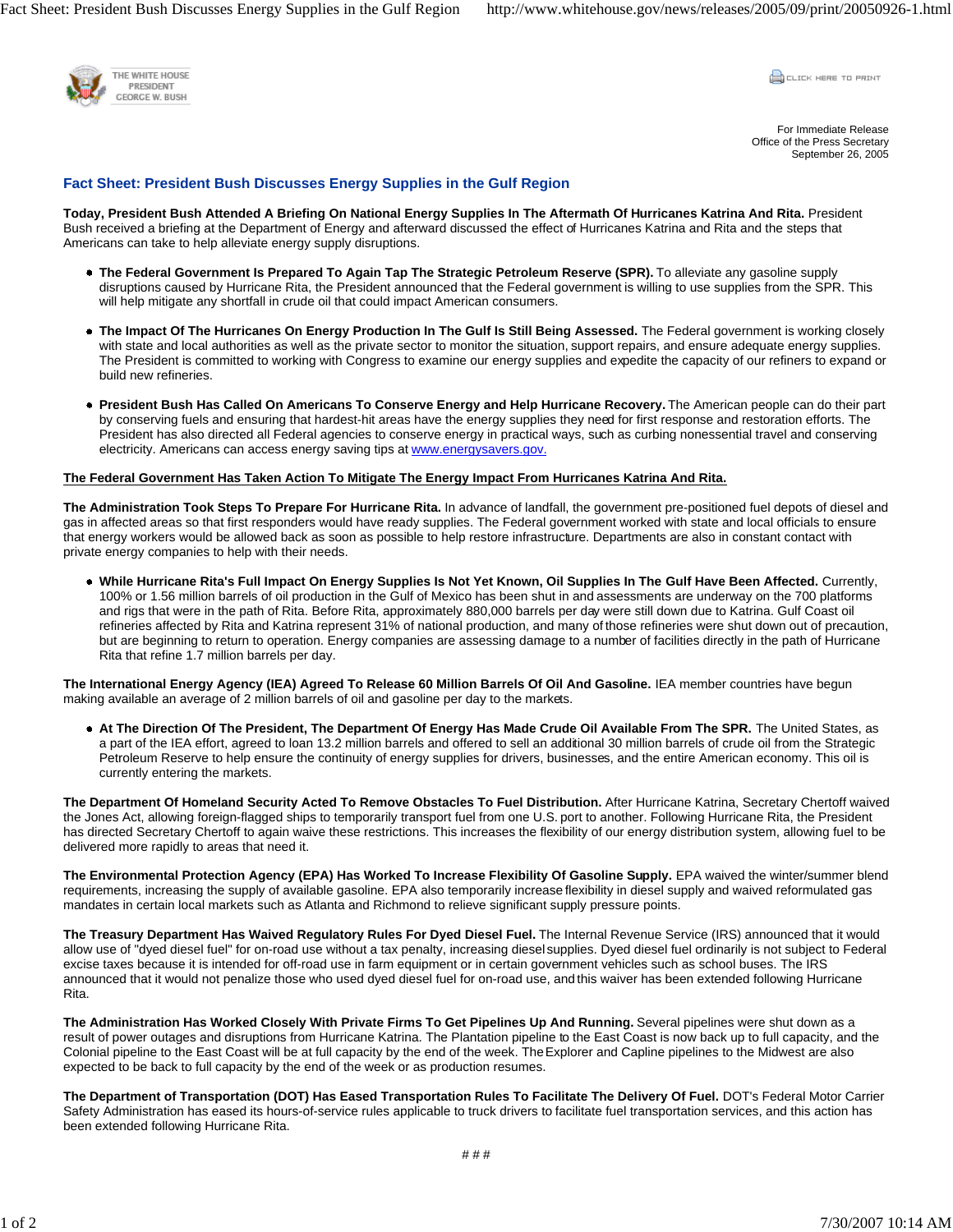For Immediate Release
Office of the Press Secretary
September 26, 2005

# Fact Sheet: President Bush Discusses Energy Supplies in the Gulf Region

**Today, President Bush Attended A Briefing On National Energy Supplies In The Aftermath Of Hurricanes Katrina And Rita.** President Bush received a briefing at the Department of Energy and afterward discussed the effect of Hurricanes Katrina and Rita and the steps that Americans can take to help alleviate energy supply disruptions.

- **The Federal Government Is Prepared To Again Tap The Strategic Petroleum Reserve (SPR).** To alleviate any gasoline supply disruptions caused by Hurricane Rita, the President announced that the Federal government is willing to use supplies from the SPR. This will help mitigate any shortfall in crude oil that could impact American consumers.

- **The Impact Of The Hurricanes On Energy Production In The Gulf Is Still Being Assessed.** The Federal government is working closely with state and local authorities as well as the private sector to monitor the situation, support repairs, and ensure adequate energy supplies. The President is committed to working with Congress to examine our energy supplies and expedite the capacity of our refiners to expand or build new refineries.

- **President Bush Has Called On Americans To Conserve Energy and Help Hurricane Recovery.** The American people can do their part by conserving fuels and ensuring that hardest-hit areas have the energy supplies they need for first response and restoration efforts. The President has also directed all Federal agencies to conserve energy in practical ways, such as curbing nonessential travel and conserving electricity. Americans can access energy saving tips at www.energysavers.gov.

**The Federal Government Has Taken Action To Mitigate The Energy Impact From Hurricanes Katrina And Rita.**

**The Administration Took Steps To Prepare For Hurricane Rita.** In advance of landfall, the government pre-positioned fuel depots of diesel and gas in affected areas so that first responders would have ready supplies. The Federal government worked with state and local officials to ensure that energy workers would be allowed back as soon as possible to help restore infrastructure. Departments are also in constant contact with private energy companies to help with their needs.

- **While Hurricane Rita's Full Impact On Energy Supplies Is Not Yet Known, Oil Supplies In The Gulf Have Been Affected.** Currently, 100% or 1.56 million barrels of oil production in the Gulf of Mexico has been shut in and assessments are underway on the 700 platforms and rigs that were in the path of Rita. Before Rita, approximately 880,000 barrels per day were still down due to Katrina. Gulf Coast oil refineries affected by Rita and Katrina represent 31% of national production, and many of those refineries were shut down out of precaution, but are beginning to return to operation. Energy companies are assessing damage to a number of facilities directly in the path of Hurricane Rita that refine 1.7 million barrels per day.

**The International Energy Agency (IEA) Agreed To Release 60 Million Barrels Of Oil And Gasoline.** IEA member countries have begun making available an average of 2 million barrels of oil and gasoline per day to the markets.

- **At The Direction Of The President, The Department Of Energy Has Made Crude Oil Available From The SPR.** The United States, as a part of the IEA effort, agreed to loan 13.2 million barrels and offered to sell an additional 30 million barrels of crude oil from the Strategic Petroleum Reserve to help ensure the continuity of energy supplies for drivers, businesses, and the entire American economy. This oil is currently entering the markets.

**The Department Of Homeland Security Acted To Remove Obstacles To Fuel Distribution.** After Hurricane Katrina, Secretary Chertoff waived the Jones Act, allowing foreign-flagged ships to temporarily transport fuel from one U.S. port to another. Following Hurricane Rita, the President has directed Secretary Chertoff to again waive these restrictions. This increases the flexibility of our energy distribution system, allowing fuel to be delivered more rapidly to areas that need it.

**The Environmental Protection Agency (EPA) Has Worked To Increase Flexibility Of Gasoline Supply.** EPA waived the winter/summer blend requirements, increasing the supply of available gasoline. EPA also temporarily increase flexibility in diesel supply and waived reformulated gas mandates in certain local markets such as Atlanta and Richmond to relieve significant supply pressure points.

**The Treasury Department Has Waived Regulatory Rules For Dyed Diesel Fuel.** The Internal Revenue Service (IRS) announced that it would allow use of "dyed diesel fuel" for on-road use without a tax penalty, increasing diesel supplies. Dyed diesel fuel ordinarily is not subject to Federal excise taxes because it is intended for off-road use in farm equipment or in certain government vehicles such as school buses. The IRS announced that it would not penalize those who used dyed diesel fuel for on-road use, and this waiver has been extended following Hurricane Rita.

**The Administration Has Worked Closely With Private Firms To Get Pipelines Up And Running.** Several pipelines were shut down as a result of power outages and disruptions from Hurricane Katrina. The Plantation pipeline to the East Coast is now back up to full capacity, and the Colonial pipeline to the East Coast will be at full capacity by the end of the week. The Explorer and Capline pipelines to the Midwest are also expected to be back to full capacity by the end of the week or as production resumes.

**The Department of Transportation (DOT) Has Eased Transportation Rules To Facilitate The Delivery Of Fuel.** DOT's Federal Motor Carrier Safety Administration has eased its hours-of-service rules applicable to truck drivers to facilitate fuel transportation services, and this action has been extended following Hurricane Rita.

# # #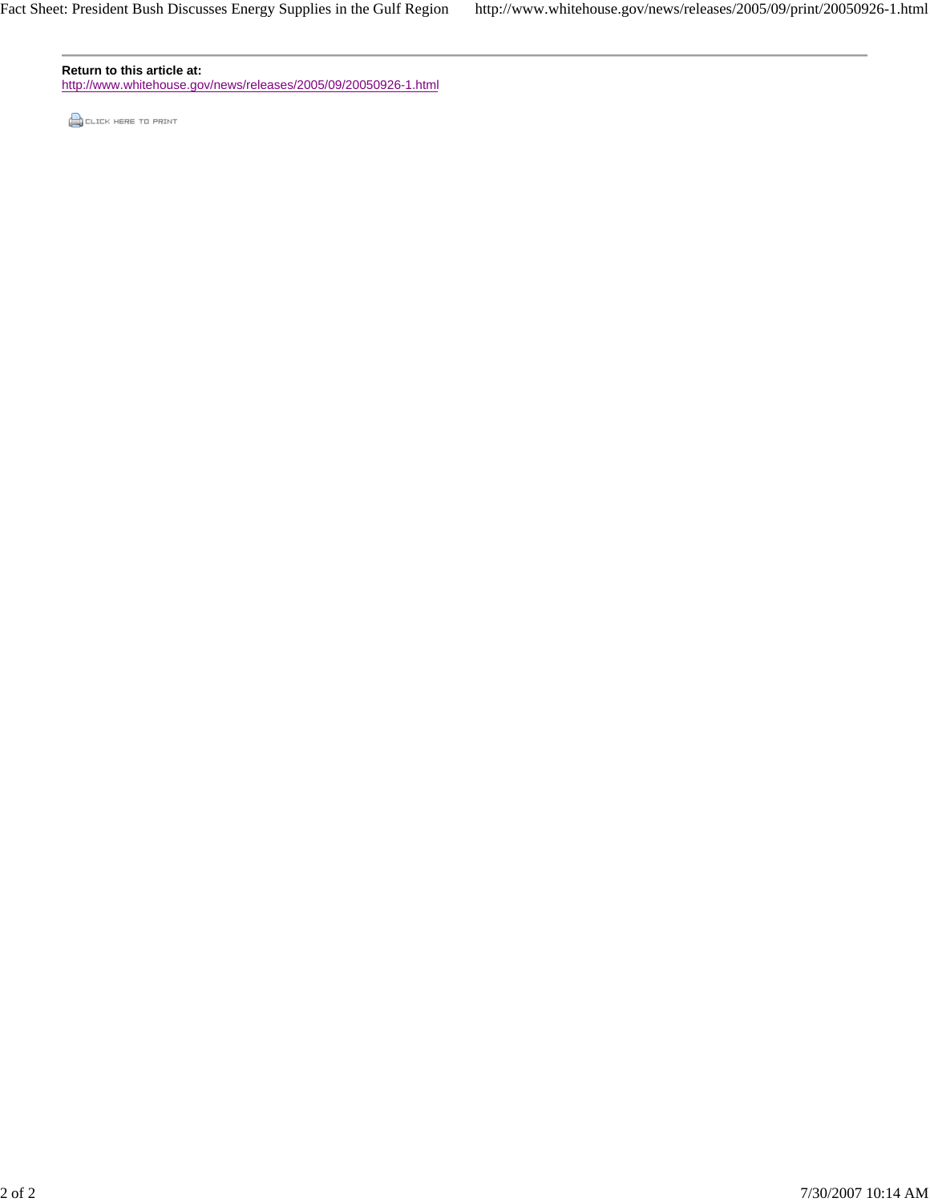**Return to this article at:**
http://www.whitehouse.gov/news/releases/2005/09/20050926-1.html

CLICK HERE TO PRINT